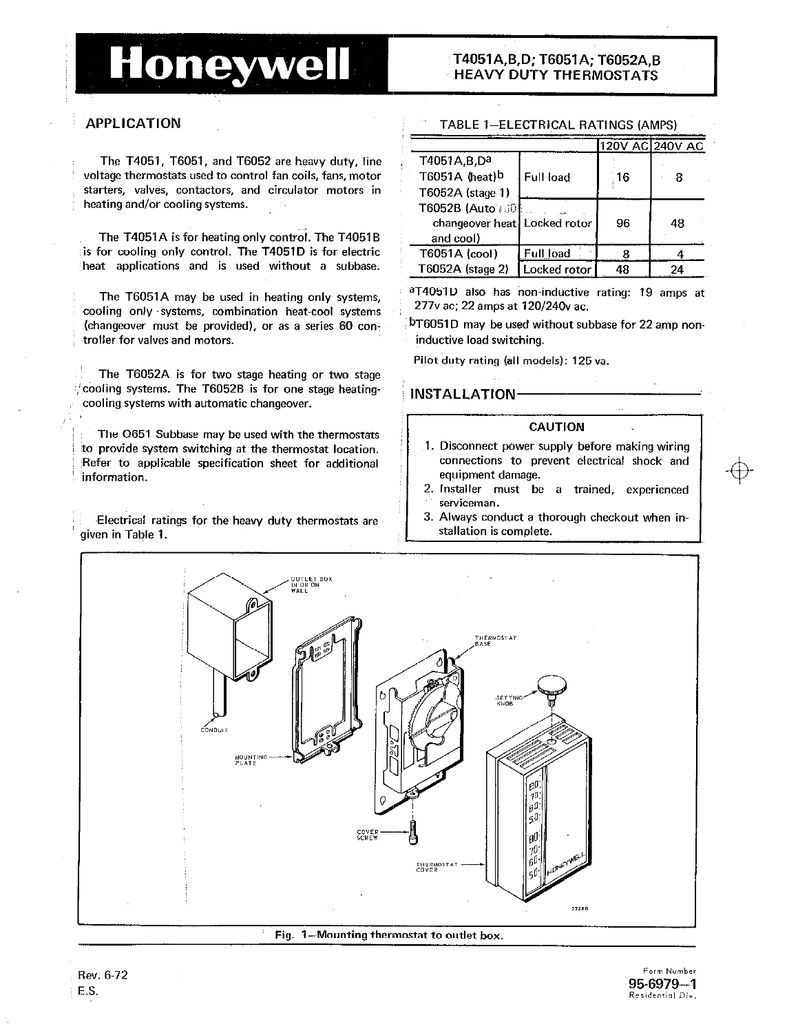# Honeywell

## T4051A,B,D; T6051A; T6052A,B HEAVY DUTY THERMOSTATS

## APPLICATION

The T4051, T6051, and T6052 are heavy duty, line voltage thermostats used to control fan coils, fans, motor starters, valves, contactors, and circulator motors in heating and/or cooling systems.

The T4051A is for heating only control. The T4051B is for cooling only control. The T4051D is for electric heat applications and is used without a subbase.

The T6051A may be used in heating only systems, cooling only systems, combination heat-cool systems (changeover must be provided), or as a series 60 controller for valves and motors.

The T6052A is for two stage heating or two stage cooling systems. The T6052B is for one stage heating-cooling systems with automatic changeover.

The Q651 Subbase may be used with the thermostats to provide system switching at the thermostat location. Refer to applicable specification sheet for additional information.

Electrical ratings for the heavy duty thermostats are given in Table 1.

TABLE 1—ELECTRICAL RATINGS (AMPS)

| | | 120V AC | 240V AC |
|---|---|---|---|
| T4051A,B,D[a] T6051A (heat)[b] T6052A (stage 1) | Full load | 16 | 8 |
| T6052B (Auto changeover heat and cool) | Locked rotor | 96 | 48 |
| T6051A (cool) T6052A (stage 2) | Full load | 8 | 4 |
| | Locked rotor | 48 | 24 |

[a]T4051D also has non-inductive rating: 19 amps at 277v ac; 22 amps at 120/240v ac.

[b]T6051D may be used without subbase for 22 amp non-inductive load switching.

Pilot duty rating (all models): 125 va.

## INSTALLATION

**CAUTION**

1. Disconnect power supply before making wiring connections to prevent electrical shock and equipment damage.
2. Installer must be a trained, experienced serviceman.
3. Always conduct a thorough checkout when installation is complete.

Fig. 1—Mounting thermostat to outlet box.

Rev. 6-72
E.S.

Form Number
95-6979—1
Residential Div.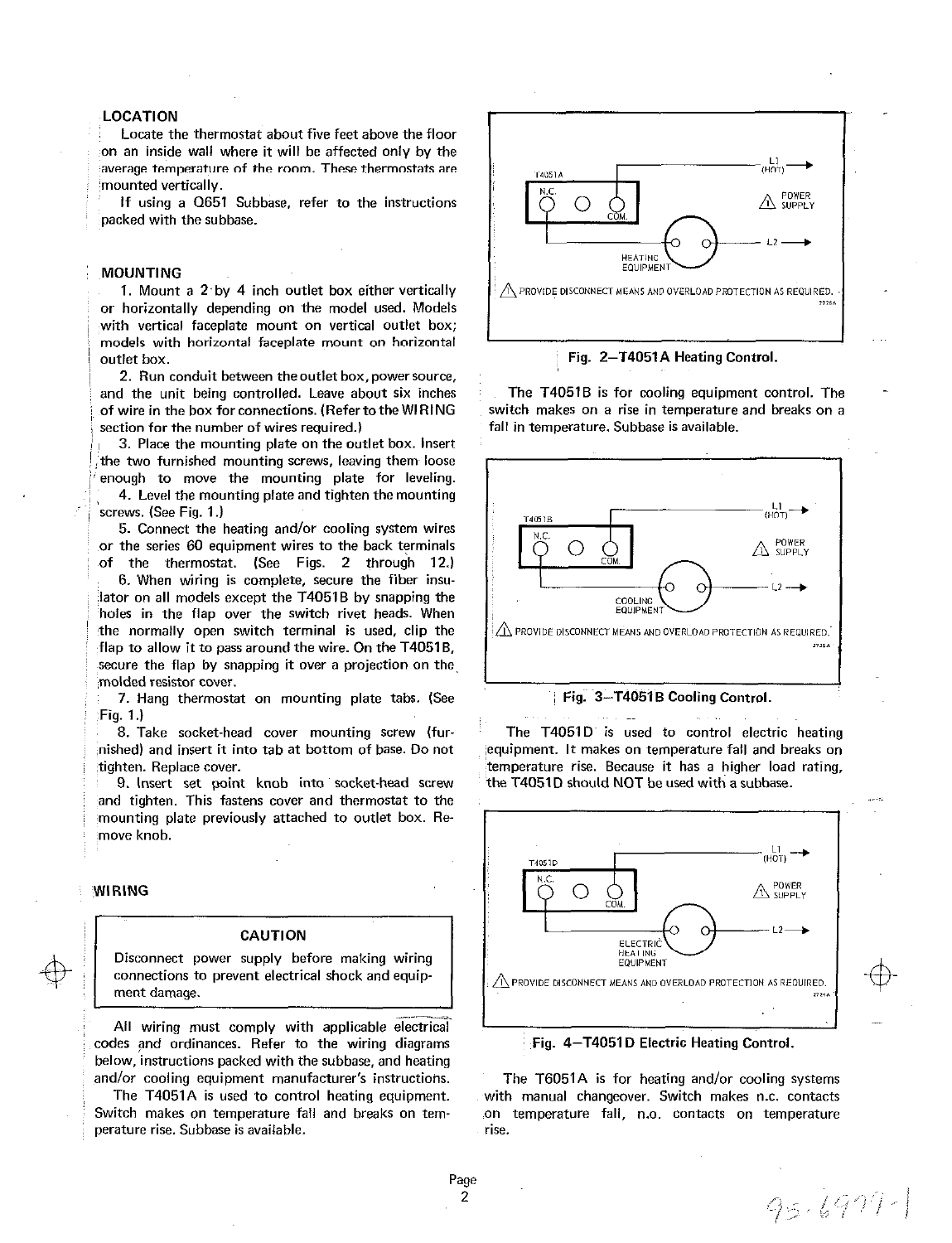## LOCATION

Locate the thermostat about five feet above the floor on an inside wall where it will be affected only by the average temperature of the room. These thermostats are mounted vertically.

If using a Q651 Subbase, refer to the instructions packed with the subbase.

## MOUNTING

1. Mount a 2 by 4 inch outlet box either vertically or horizontally depending on the model used. Models with vertical faceplate mount on vertical outlet box; models with horizontal faceplate mount on horizontal outlet box.
2. Run conduit between the outlet box, power source, and the unit being controlled. Leave about six inches of wire in the box for connections. (Refer to the WIRING section for the number of wires required.)
3. Place the mounting plate on the outlet box. Insert the two furnished mounting screws, leaving them loose enough to move the mounting plate for leveling.
4. Level the mounting plate and tighten the mounting screws. (See Fig. 1.)
5. Connect the heating and/or cooling system wires or the series 60 equipment wires to the back terminals of the thermostat. (See Figs. 2 through 12.)
6. When wiring is complete, secure the fiber insulator on all models except the T4051B by snapping the holes in the flap over the switch rivet heads. When the normally open switch terminal is used, clip the flap to allow it to pass around the wire. On the T4051B, secure the flap by snapping it over a projection on the molded resistor cover.
7. Hang thermostat on mounting plate tabs. (See Fig. 1.)
8. Take socket-head cover mounting screw (furnished) and insert it into tab at bottom of base. Do not tighten. Replace cover.
9. Insert set point knob into socket-head screw and tighten. This fastens cover and thermostat to the mounting plate previously attached to outlet box. Remove knob.

## WIRING

**CAUTION**

Disconnect power supply before making wiring connections to prevent electrical shock and equipment damage.

All wiring must comply with applicable electrical codes and ordinances. Refer to the wiring diagrams below, instructions packed with the subbase, and heating and/or cooling equipment manufacturer's instructions.

The T4051A is used to control heating equipment. Switch makes on temperature fall and breaks on temperature rise. Subbase is available.

T4051A — N.C. — COM. — L1 (HOT) — POWER SUPPLY — L2 — HEATING EQUIPMENT

PROVIDE DISCONNECT MEANS AND OVERLOAD PROTECTION AS REQUIRED.

**Fig. 2—T4051A Heating Control.**

The T4051B is for cooling equipment control. The switch makes on a rise in temperature and breaks on a fall in temperature. Subbase is available.

T4051B — N.C. — COM. — L1 (HOT) — POWER SUPPLY — L2 — COOLING EQUIPMENT

PROVIDE DISCONNECT MEANS AND OVERLOAD PROTECTION AS REQUIRED.

**Fig. 3—T4051B Cooling Control.**

The T4051D is used to control electric heating equipment. It makes on temperature fall and breaks on temperature rise. Because it has a higher load rating, the T4051D should NOT be used with a subbase.

T4051D — N.C. — COM. — L1 (HOT) — POWER SUPPLY — L2 — ELECTRIC HEATING EQUIPMENT

PROVIDE DISCONNECT MEANS AND OVERLOAD PROTECTION AS REQUIRED.

**Fig. 4—T4051D Electric Heating Control.**

The T6051A is for heating and/or cooling systems with manual changeover. Switch makes n.c. contacts on temperature fall, n.o. contacts on temperature rise.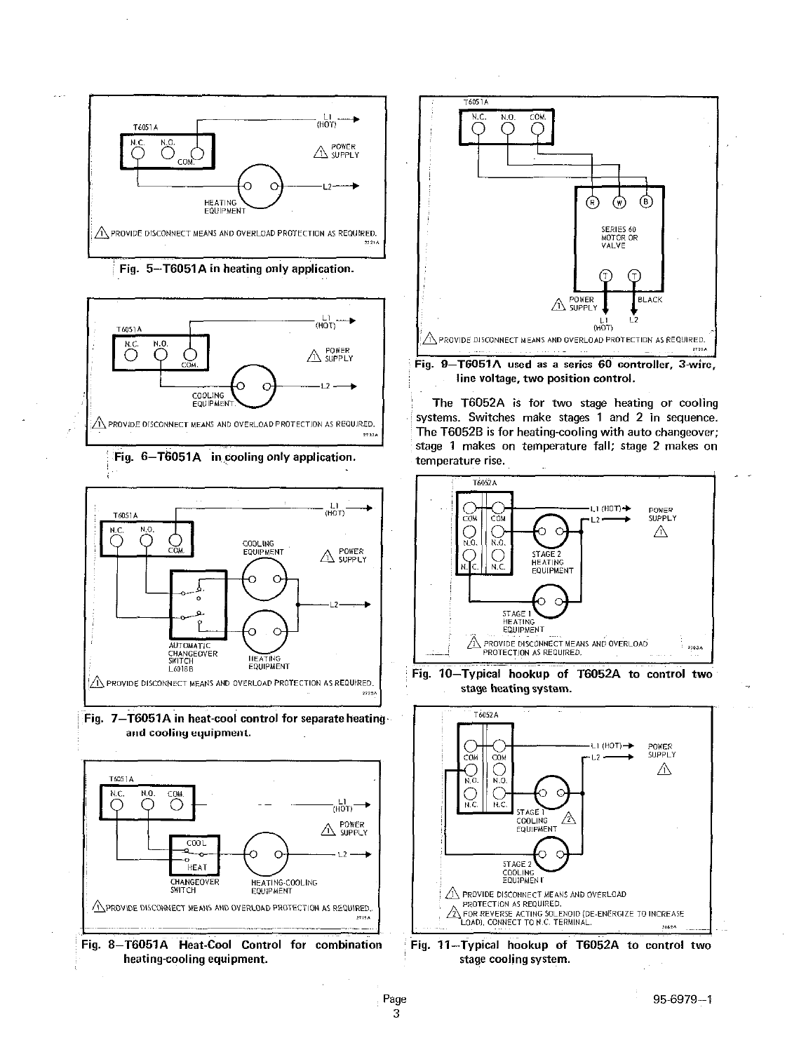Fig. 5—T6051A in heating only application.

Fig. 6—T6051A in cooling only application.

Fig. 7—T6051A in heat-cool control for separate heating and cooling equipment.

Fig. 8—T6051A Heat-Cool Control for combination heating-cooling equipment.

Fig. 9—T6051A used as a series 60 controller, 3-wire, line voltage, two position control.

The T6052A is for two stage heating or cooling systems. Switches make stages 1 and 2 in sequence. The T6052B is for heating-cooling with auto changeover; stage 1 makes on temperature fall; stage 2 makes on temperature rise.

Fig. 10—Typical hookup of T6052A to control two stage heating system.

Fig. 11—Typical hookup of T6052A to control two stage cooling system.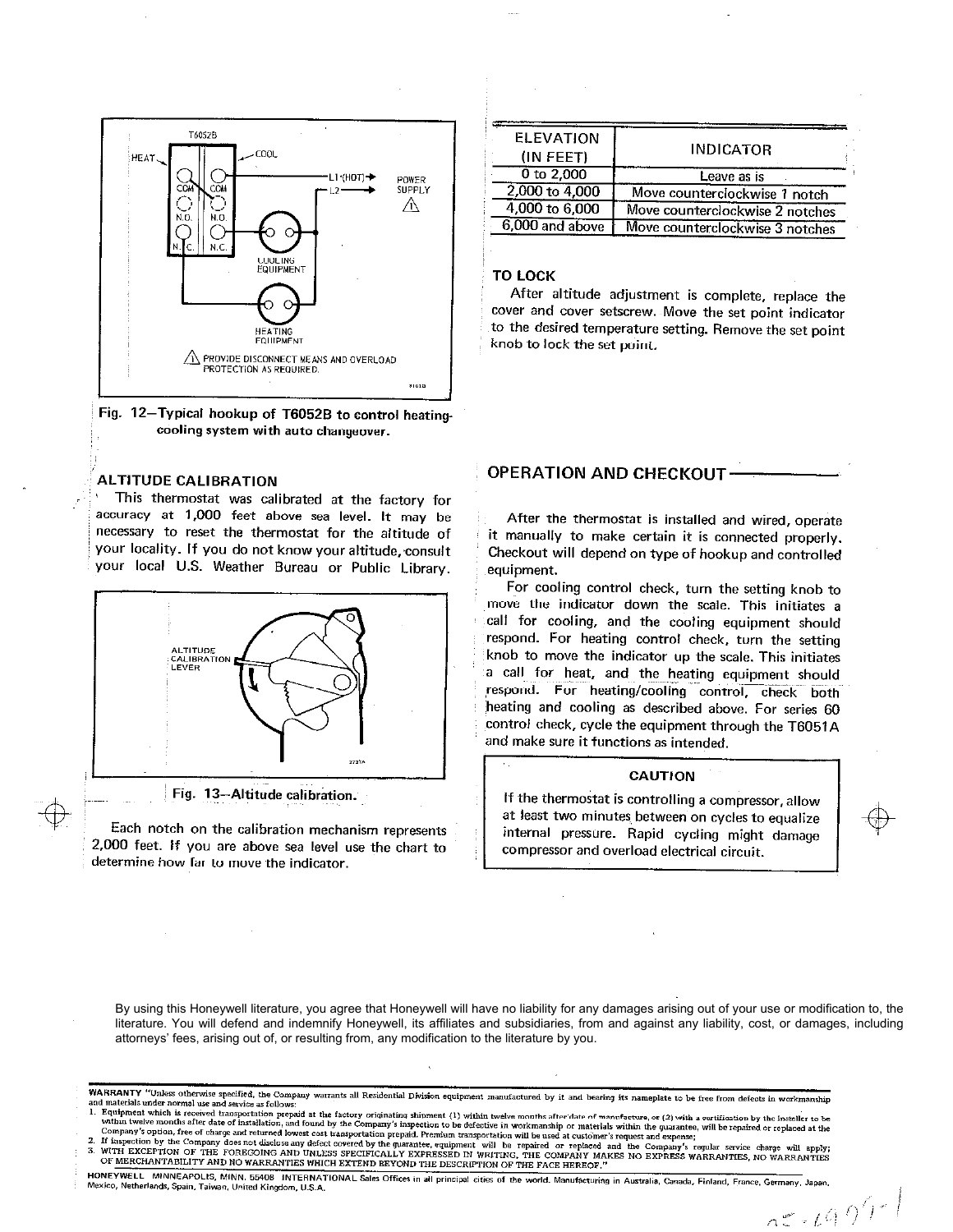T6052B

HEAT

COOL

COM COM

N.O. N.O.

N.C. N.C.

L1 (HOT)

L2

POWER SUPPLY

1

COOLING EQUIPMENT

HEATING EQUIPMENT

1 PROVIDE DISCONNECT MEANS AND OVERLOAD PROTECTION AS REQUIRED.

**Fig. 12—Typical hookup of T6052B to control heating-cooling system with auto changeover.**

## ALTITUDE CALIBRATION

This thermostat was calibrated at the factory for accuracy at 1,000 feet above sea level. It may be necessary to reset the thermostat for the altitude of your locality. If you do not know your altitude, consult your local U.S. Weather Bureau or Public Library.

ALTITUDE CALIBRATION LEVER

**Fig. 13—Altitude calibration.**

Each notch on the calibration mechanism represents 2,000 feet. If you are above sea level use the chart to determine how far to move the indicator.

| ELEVATION (IN FEET) | INDICATOR |
|---|---|
| 0 to 2,000 | Leave as is |
| 2,000 to 4,000 | Move counterclockwise 1 notch |
| 4,000 to 6,000 | Move counterclockwise 2 notches |
| 6,000 and above | Move counterclockwise 3 notches |

### TO LOCK

After altitude adjustment is complete, replace the cover and cover setscrew. Move the set point indicator to the desired temperature setting. Remove the set point knob to lock the set point.

## OPERATION AND CHECKOUT

After the thermostat is installed and wired, operate it manually to make certain it is connected properly. Checkout will depend on type of hookup and controlled equipment.

For cooling control check, turn the setting knob to move the indicator down the scale. This initiates a call for cooling, and the cooling equipment should respond. For heating control check, turn the setting knob to move the indicator up the scale. This initiates a call for heat, and the heating equipment should respond. For heating/cooling control, check both heating and cooling as described above. For series 60 control check, cycle the equipment through the T6051A and make sure it functions as intended.

**CAUTION**

If the thermostat is controlling a compressor, allow at least two minutes between on cycles to equalize internal pressure. Rapid cycling might damage compressor and overload electrical circuit.

By using this Honeywell literature, you agree that Honeywell will have no liability for any damages arising out of your use or modification to, the literature. You will defend and indemnify Honeywell, its affiliates and subsidiaries, from and against any liability, cost, or damages, including attorneys' fees, arising out of, or resulting from, any modification to the literature by you.

**WARRANTY** "Unless otherwise specified, the Company warrants all Residential Division equipment manufactured by it and bearing its nameplate to be free from defects in workmanship and materials under normal use and service as follows:

1. Equipment which is received transportation prepaid at the factory originating shipment (1) within twelve months after date of manufacture, or (2) with a certification by the installer to be within twelve months after date of installation, and found by the Company's inspection to be defective in workmanship or materials within the guarantee, will be repaired or replaced at the Company's option, free of charge and returned lowest cost transportation prepaid. Premium transportation will be used at customer's request and expense;
2. If inspection by the Company does not disclose any defect covered by the guarantee, equipment will be repaired or replaced and the Company's regular service charge will apply;
3. WITH EXCEPTION OF THE FOREGOING AND UNLESS SPECIFICALLY EXPRESSED IN WRITING, THE COMPANY MAKES NO EXPRESS WARRANTIES, NO WARRANTIES OF MERCHANTABILITY AND NO WARRANTIES WHICH EXTEND BEYOND THE DESCRIPTION OF THE FACE HEREOF."

HONEYWELL MINNEAPOLIS, MINN. 55408 INTERNATIONAL Sales Offices in all principal cities of the world. Manufacturing in Australia, Canada, Finland, France, Germany, Japan, Mexico, Netherlands, Spain, Taiwan, United Kingdom, U.S.A.